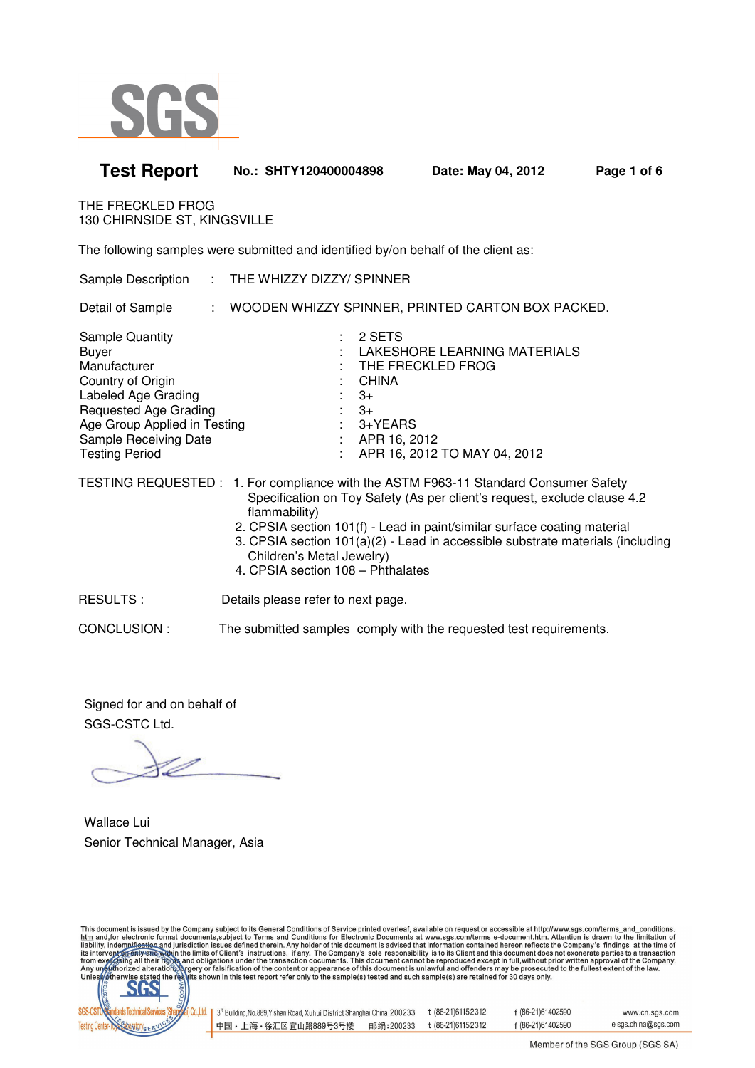# Test Report

**No.: SHTY120400004898** **Date: May 04, 2012**

THE FRECKLED FROG
130 CHIRNSIDE ST, KINGSVILLE

The following samples were submitted and identified by/on behalf of the client as:

| | | |
|---|---|---|
| Sample Description | : | THE WHIZZY DIZZY/ SPINNER |
| Detail of Sample | : | WOODEN WHIZZY SPINNER, PRINTED CARTON BOX PACKED. |
| Sample Quantity | : | 2 SETS |
| Buyer | : | LAKESHORE LEARNING MATERIALS |
| Manufacturer | : | THE FRECKLED FROG |
| Country of Origin | : | CHINA |
| Labeled Age Grading | : | 3+ |
| Requested Age Grading | : | 3+ |
| Age Group Applied in Testing | : | 3+YEARS |
| Sample Receiving Date | : | APR 16, 2012 |
| Testing Period | : | APR 16, 2012 TO MAY 04, 2012 |

TESTING REQUESTED :

1. For compliance with the ASTM F963-11 Standard Consumer Safety Specification on Toy Safety (As per client's request, exclude clause 4.2 flammability)
2. CPSIA section 101(f) - Lead in paint/similar surface coating material
3. CPSIA section 101(a)(2) - Lead in accessible substrate materials (including Children's Metal Jewelry)
4. CPSIA section 108 – Phthalates

RESULTS : Details please refer to next page.

CONCLUSION : The submitted samples comply with the requested test requirements.

Signed for and on behalf of
SGS-CSTC Ltd.

Wallace Lui
Senior Technical Manager, Asia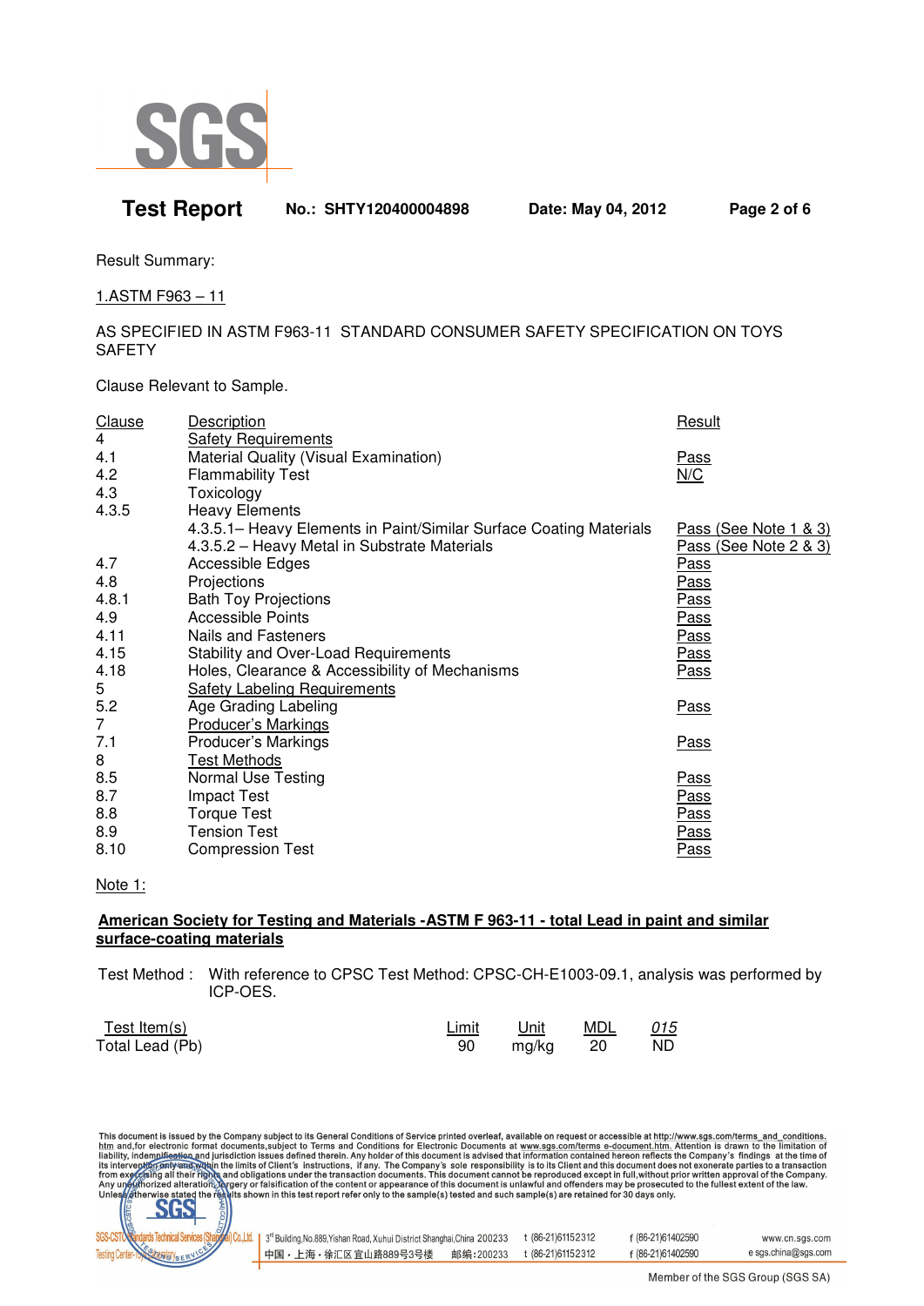Result Summary:

1.ASTM F963 – 11

AS SPECIFIED IN ASTM F963-11 STANDARD CONSUMER SAFETY SPECIFICATION ON TOYS SAFETY

Clause Relevant to Sample.

| Clause | Description | Result |
|---|---|---|
| 4 | Safety Requirements | |
| 4.1 | Material Quality (Visual Examination) | Pass |
| 4.2 | Flammability Test | N/C |
| 4.3 | Toxicology | |
| 4.3.5 | Heavy Elements | |
| | 4.3.5.1– Heavy Elements in Paint/Similar Surface Coating Materials | Pass (See Note 1 & 3) |
| | 4.3.5.2 – Heavy Metal in Substrate Materials | Pass (See Note 2 & 3) |
| 4.7 | Accessible Edges | Pass |
| 4.8 | Projections | Pass |
| 4.8.1 | Bath Toy Projections | Pass |
| 4.9 | Accessible Points | Pass |
| 4.11 | Nails and Fasteners | Pass |
| 4.15 | Stability and Over-Load Requirements | Pass |
| 4.18 | Holes, Clearance & Accessibility of Mechanisms | Pass |
| 5 | Safety Labeling Requirements | |
| 5.2 | Age Grading Labeling | Pass |
| 7 | Producer's Markings | |
| 7.1 | Producer's Markings | Pass |
| 8 | Test Methods | |
| 8.5 | Normal Use Testing | Pass |
| 8.7 | Impact Test | Pass |
| 8.8 | Torque Test | Pass |
| 8.9 | Tension Test | Pass |
| 8.10 | Compression Test | Pass |

Note 1:

**American Society for Testing and Materials -ASTM F 963-11 - total Lead in paint and similar surface-coating materials**

Test Method : With reference to CPSC Test Method: CPSC-CH-E1003-09.1, analysis was performed by ICP-OES.

| Test Item(s) | Limit | Unit | MDL | *015* |
|---|---|---|---|---|
| Total Lead (Pb) | 90 | mg/kg | 20 | ND |

This document is issued by the Company subject to its General Conditions of Service printed overleaf, available on request or accessible at http://www.sgs.com/terms_and_conditions.htm and,for electronic format documents,subject to Terms and Conditions for Electronic Documents at www.sgs.com/terms e-document.htm. Attention is drawn to the limitation of liability, indemnification and jurisdiction issues defined therein. Any holder of this document is advised that information contained hereon reflects the Company's findings at the time of its intervention only and within the limits of Client's instructions, if any. The Company's sole responsibility is to its Client and this document does not exonerate parties to a transaction from exercising all their rights and obligations under the transaction documents. This document cannot be reproduced except in full,without prior written approval of the Company. Any unauthorized alteration, forgery or falsification of the content or appearance of this document is unlawful and offenders may be prosecuted to the fullest extent of the law. Unless otherwise stated the results shown in this test report refer only to the sample(s) tested and such sample(s) are retained for 30 days only.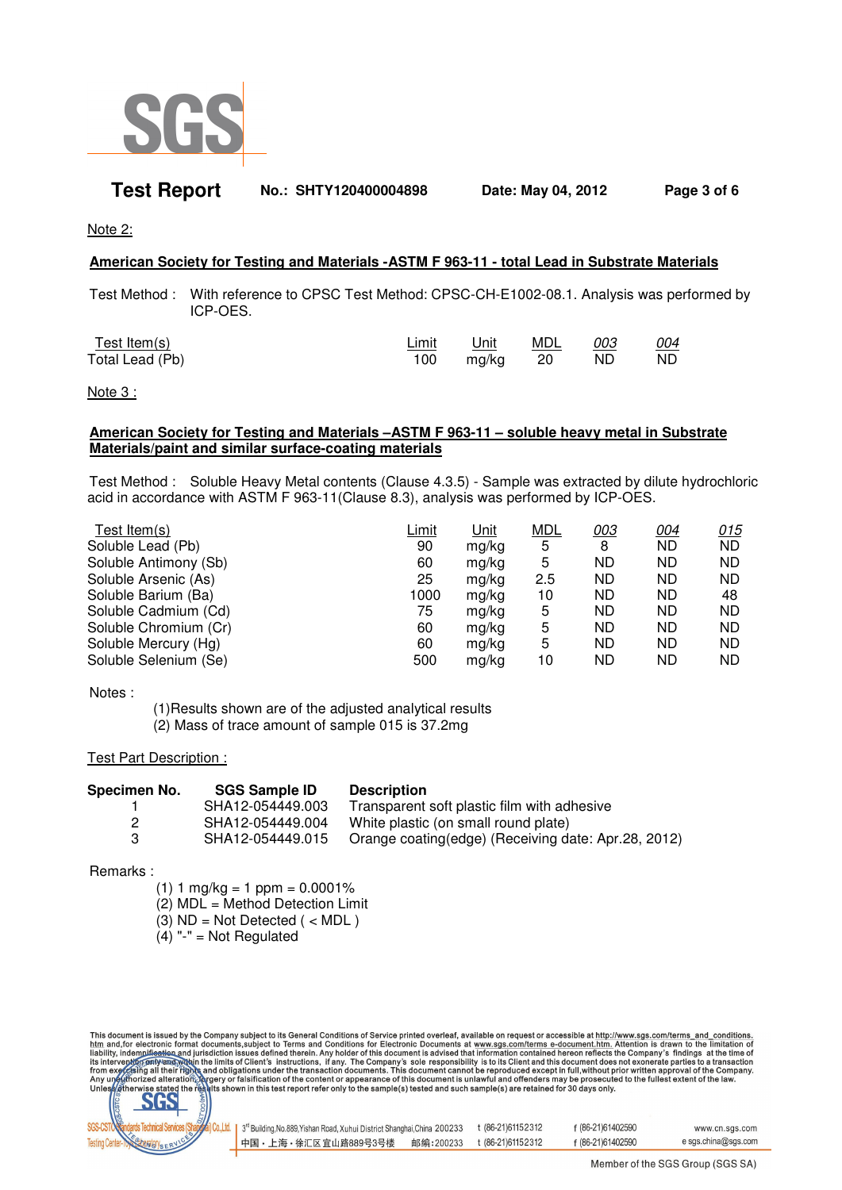Note 2:

**American Society for Testing and Materials -ASTM F 963-11 - total Lead in Substrate Materials**

Test Method : With reference to CPSC Test Method: CPSC-CH-E1002-08.1. Analysis was performed by ICP-OES.

| Test Item(s) | Limit | Unit | MDL | 003 | 004 |
|---|---|---|---|---|---|
| Total Lead (Pb) | 100 | mg/kg | 20 | ND | ND |

Note 3 :

**American Society for Testing and Materials –ASTM F 963-11 – soluble heavy metal in Substrate Materials/paint and similar surface-coating materials**

Test Method : Soluble Heavy Metal contents (Clause 4.3.5) - Sample was extracted by dilute hydrochloric acid in accordance with ASTM F 963-11(Clause 8.3), analysis was performed by ICP-OES.

| Test Item(s) | Limit | Unit | MDL | 003 | 004 | 015 |
|---|---|---|---|---|---|---|
| Soluble Lead (Pb) | 90 | mg/kg | 5 | 8 | ND | ND |
| Soluble Antimony (Sb) | 60 | mg/kg | 5 | ND | ND | ND |
| Soluble Arsenic (As) | 25 | mg/kg | 2.5 | ND | ND | ND |
| Soluble Barium (Ba) | 1000 | mg/kg | 10 | ND | ND | 48 |
| Soluble Cadmium (Cd) | 75 | mg/kg | 5 | ND | ND | ND |
| Soluble Chromium (Cr) | 60 | mg/kg | 5 | ND | ND | ND |
| Soluble Mercury (Hg) | 60 | mg/kg | 5 | ND | ND | ND |
| Soluble Selenium (Se) | 500 | mg/kg | 10 | ND | ND | ND |

Notes :

(1)Results shown are of the adjusted analytical results
(2) Mass of trace amount of sample 015 is 37.2mg

Test Part Description :

| Specimen No. | SGS Sample ID | Description |
|---|---|---|
| 1 | SHA12-054449.003 | Transparent soft plastic film with adhesive |
| 2 | SHA12-054449.004 | White plastic (on small round plate) |
| 3 | SHA12-054449.015 | Orange coating(edge) (Receiving date: Apr.28, 2012) |

Remarks :

(1) 1 mg/kg = 1 ppm = 0.0001%
(2) MDL = Method Detection Limit
(3) ND = Not Detected ( < MDL )
(4) "-" = Not Regulated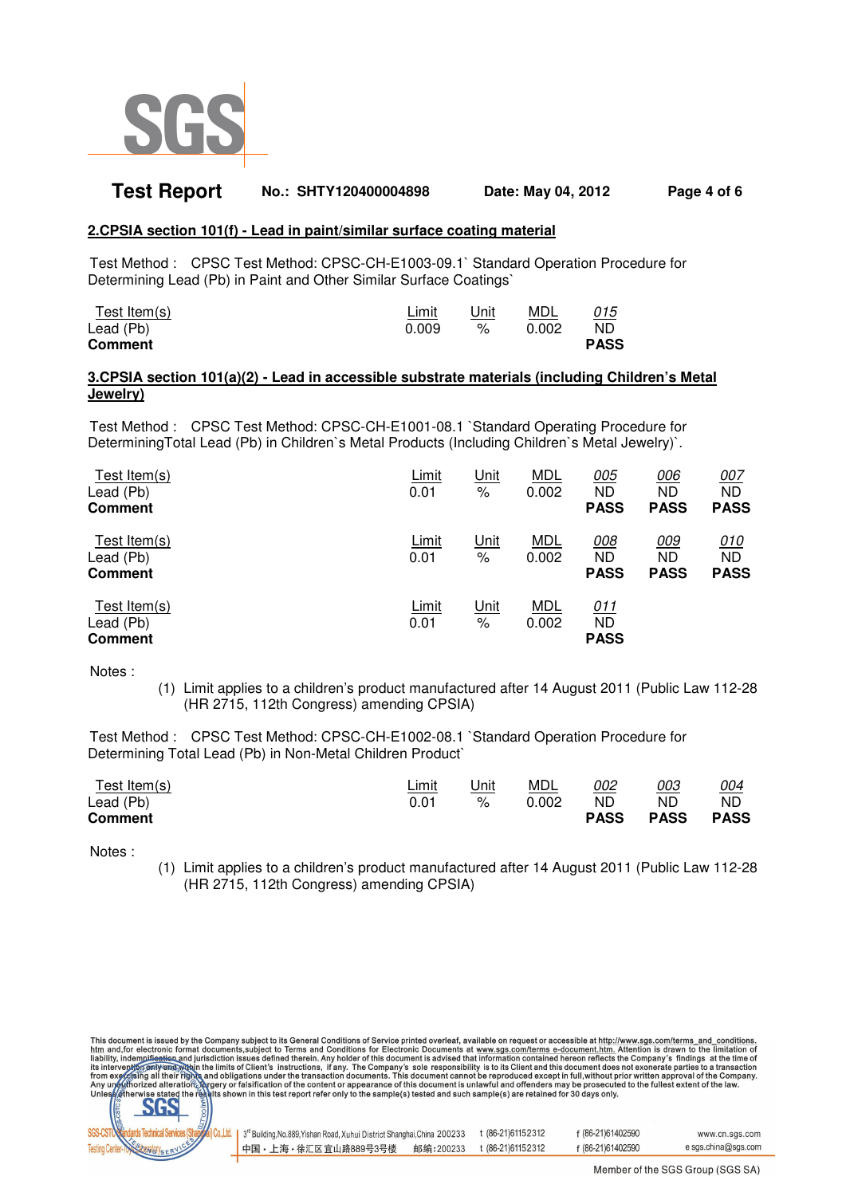## 2.CPSIA section 101(f) - Lead in paint/similar surface coating material

Test Method : CPSC Test Method: CPSC-CH-E1003-09.1` Standard Operation Procedure for Determining Lead (Pb) in Paint and Other Similar Surface Coatings`

| Test Item(s) | Limit | Unit | MDL | 015 |
|---|---|---|---|---|
| Lead (Pb) | 0.009 | % | 0.002 | ND |
| **Comment** | | | | **PASS** |

## 3.CPSIA section 101(a)(2) - Lead in accessible substrate materials (including Children's Metal Jewelry)

Test Method : CPSC Test Method: CPSC-CH-E1001-08.1 `Standard Operating Procedure for DeterminingTotal Lead (Pb) in Children`s Metal Products (Including Children`s Metal Jewelry)`.

| Test Item(s) | Limit | Unit | MDL | 005 | 006 | 007 |
|---|---|---|---|---|---|---|
| Lead (Pb) | 0.01 | % | 0.002 | ND | ND | ND |
| **Comment** | | | | **PASS** | **PASS** | **PASS** |

| Test Item(s) | Limit | Unit | MDL | 008 | 009 | 010 |
|---|---|---|---|---|---|---|
| Lead (Pb) | 0.01 | % | 0.002 | ND | ND | ND |
| **Comment** | | | | **PASS** | **PASS** | **PASS** |

| Test Item(s) | Limit | Unit | MDL | 011 |
|---|---|---|---|---|
| Lead (Pb) | 0.01 | % | 0.002 | ND |
| **Comment** | | | | **PASS** |

Notes :

(1) Limit applies to a children's product manufactured after 14 August 2011 (Public Law 112-28 (HR 2715, 112th Congress) amending CPSIA)

Test Method : CPSC Test Method: CPSC-CH-E1002-08.1 `Standard Operation Procedure for Determining Total Lead (Pb) in Non-Metal Children Product`

| Test Item(s) | Limit | Unit | MDL | 002 | 003 | 004 |
|---|---|---|---|---|---|---|
| Lead (Pb) | 0.01 | % | 0.002 | ND | ND | ND |
| **Comment** | | | | **PASS** | **PASS** | **PASS** |

Notes :

(1) Limit applies to a children's product manufactured after 14 August 2011 (Public Law 112-28 (HR 2715, 112th Congress) amending CPSIA)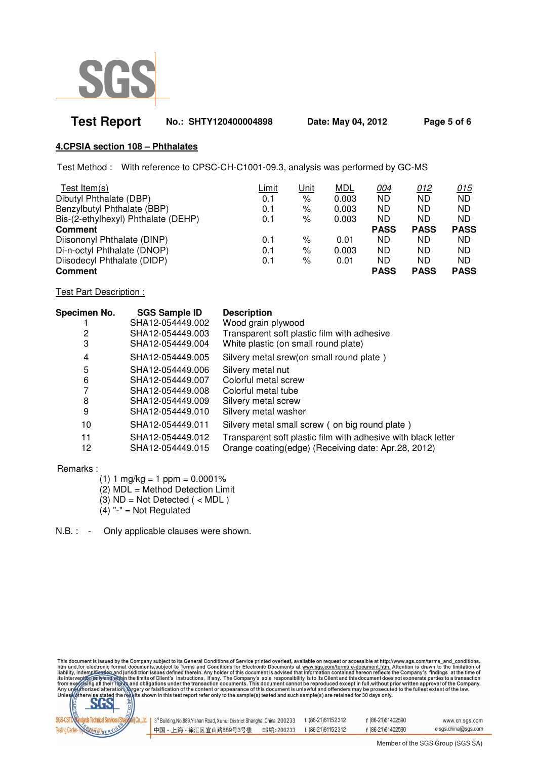**Test Report** No.: SHTY120400004898 Date: May 04, 2012

## 4.CPSIA section 108 – Phthalates

Test Method : With reference to CPSC-CH-C1001-09.3, analysis was performed by GC-MS

| Test Item(s) | Limit | Unit | MDL | 004 | 012 | 015 |
|---|---|---|---|---|---|---|
| Dibutyl Phthalate (DBP) | 0.1 | % | 0.003 | ND | ND | ND |
| Benzylbutyl Phthalate (BBP) | 0.1 | % | 0.003 | ND | ND | ND |
| Bis-(2-ethylhexyl) Phthalate (DEHP) | 0.1 | % | 0.003 | ND | ND | ND |
| **Comment** | | | | **PASS** | **PASS** | **PASS** |
| Diisononyl Phthalate (DINP) | 0.1 | % | 0.01 | ND | ND | ND |
| Di-n-octyl Phthalate (DNOP) | 0.1 | % | 0.003 | ND | ND | ND |
| Diisodecyl Phthalate (DIDP) | 0.1 | % | 0.01 | ND | ND | ND |
| **Comment** | | | | **PASS** | **PASS** | **PASS** |

Test Part Description :

| Specimen No. | SGS Sample ID | Description |
|---|---|---|
| 1 | SHA12-054449.002 | Wood grain plywood |
| 2 | SHA12-054449.003 | Transparent soft plastic film with adhesive |
| 3 | SHA12-054449.004 | White plastic (on small round plate) |
| 4 | SHA12-054449.005 | Silvery metal srew(on small round plate ) |
| 5 | SHA12-054449.006 | Silvery metal nut |
| 6 | SHA12-054449.007 | Colorful metal screw |
| 7 | SHA12-054449.008 | Colorful metal tube |
| 8 | SHA12-054449.009 | Silvery metal screw |
| 9 | SHA12-054449.010 | Silvery metal washer |
| 10 | SHA12-054449.011 | Silvery metal small screw ( on big round plate ) |
| 11 | SHA12-054449.012 | Transparent soft plastic film with adhesive with black letter |
| 12 | SHA12-054449.015 | Orange coating(edge) (Receiving date: Apr.28, 2012) |

Remarks :

(1) 1 mg/kg = 1 ppm = 0.0001%
(2) MDL = Method Detection Limit
(3) ND = Not Detected ( < MDL )
(4) "-" = Not Regulated

N.B. : - Only applicable clauses were shown.

This document is issued by the Company subject to its General Conditions of Service printed overleaf, available on request or accessible at http://www.sgs.com/terms_and_conditions.htm and,for electronic format documents,subject to Terms and Conditions for Electronic Documents at www.sgs.com/terms_e-document.htm. Attention is drawn to the limitation of liability, indemnification and jurisdiction issues defined therein. Any holder of this document is advised that information contained hereon reflects the Company's findings at the time of its intervention only and within the limits of Client's instructions, if any. The Company's sole responsibility is to its Client and this document does not exonerate parties to a transaction from exercising all their rights and obligations under the transaction documents. This document cannot be reproduced except in full,without prior written approval of the Company. Any unauthorized alteration, forgery or falsification of the content or appearance of this document is unlawful and offenders may be prosecuted to the fullest extent of the law. Unless otherwise stated the results shown in this test report refer only to the sample(s) tested and such sample(s) are retained for 30 days only.

SGS-CSTC Standards Technical Services (Shanghai) Co.,Ltd. Testing Center-Toy Laboratory | 3rd Building,No.889,Yishan Road, Xuhui District Shanghai,China 200233 t (86-21)61152312 f (86-21)61402590 www.cn.sgs.com
中国・上海・徐汇区宜山路889号3号楼 邮编:200233 t (86-21)61152312 f (86-21)61402590 e sgs.china@sgs.com

Member of the SGS Group (SGS SA)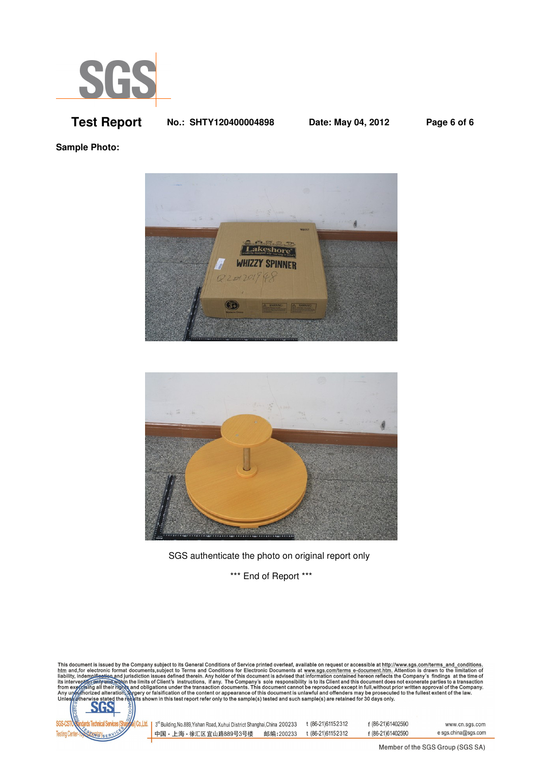**Test Report** **No.: SHTY120400004898** **Date: May 04, 2012**

**Sample Photo:**

SGS authenticate the photo on original report only

*** End of Report ***

This document is issued by the Company subject to its General Conditions of Service printed overleaf, available on request or accessible at http://www.sgs.com/terms_and_conditions.htm and,for electronic format documents,subject to Terms and Conditions for Electronic Documents at www.sgs.com/terms e-document.htm. Attention is drawn to the limitation of liability, indemnification and jurisdiction issues defined therein. Any holder of this document is advised that information contained hereon reflects the Company's findings at the time of its intervention only and within the limits of Client's instructions, if any. The Company's sole responsibility is to its Client and this document does not exonerate parties to a transaction from exercising all their rights and obligations under the transaction documents. This document cannot be reproduced except in full,without prior written approval of the Company. Any unauthorized alteration, forgery or falsification of the content or appearance of this document is unlawful and offenders may be prosecuted to the fullest extent of the law. Unless otherwise stated the results shown in this test report refer only to the sample(s) tested and such sample(s) are retained for 30 days only.

SGS-CSTC Standards Technical Services (Shanghai) Co.,Ltd. Testing Center-Toy Laboratory | 3rd Building,No.889,Yishan Road, Xuhui District Shanghai,China 200233 | t (86-21)61152312 | f (86-21)61402590 | www.cn.sgs.com

中国・上海・徐汇区宜山路889号3号楼 邮编:200233 | t (86-21)61152312 | f (86-21)61402590 | e sgs.china@sgs.com

Member of the SGS Group (SGS SA)